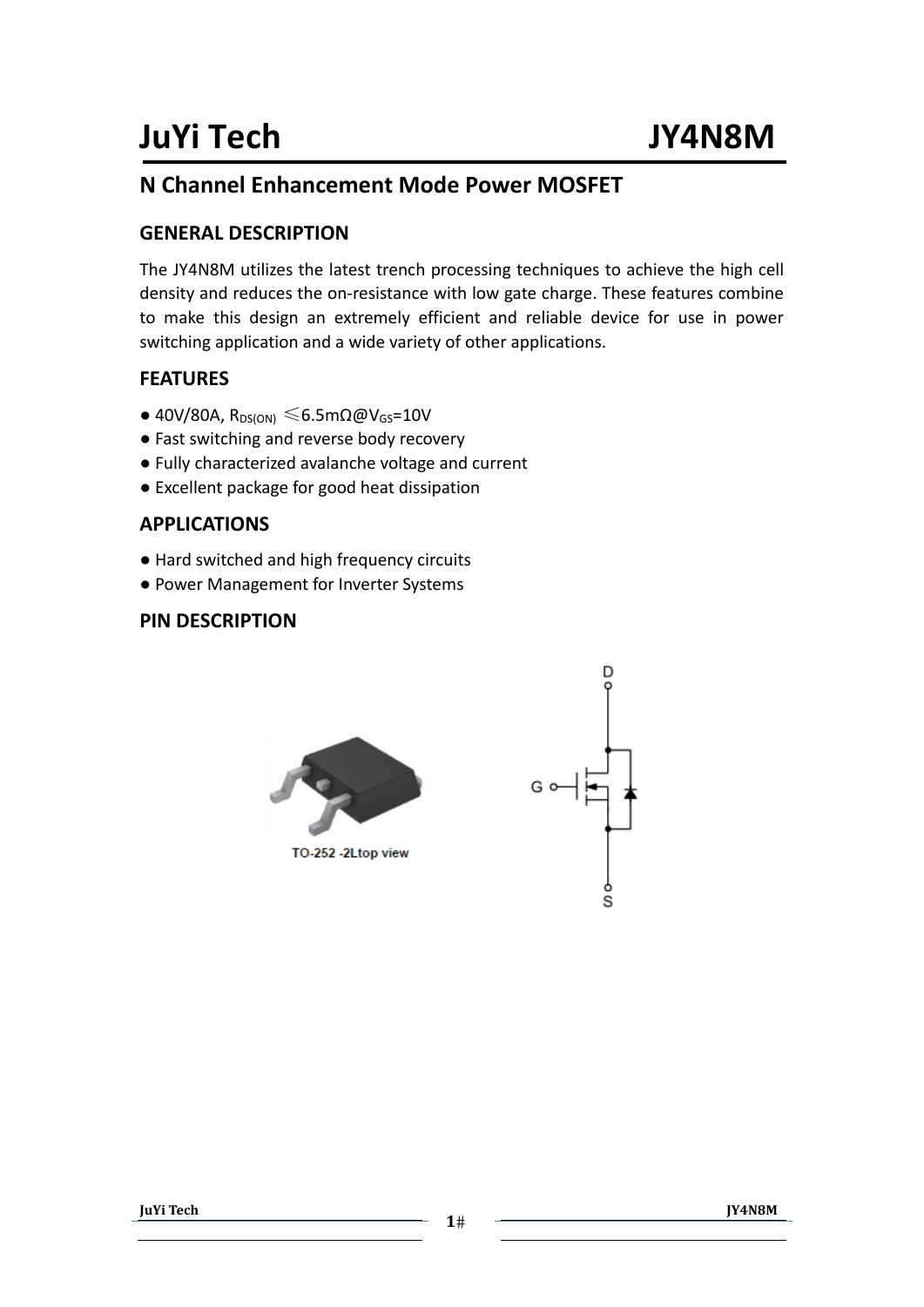# JuYi Tech JY4N8M

## N Channel Enhancement Mode Power MOSFET

### GENERAL DESCRIPTION

The JY4N8M utilizes the latest trench processing techniques to achieve the high cell density and reduces the on-resistance with low gate charge. These features combine to make this design an extremely efficient and reliable device for use in power switching application and a wide variety of other applications.

### FEATURES

- 40V/80A, $R_{DS(ON)}$ ≤6.5mΩ@$V_{GS}$=10V
- Fast switching and reverse body recovery
- Fully characterized avalanche voltage and current
- Excellent package for good heat dissipation

### APPLICATIONS

- Hard switched and high frequency circuits
- Power Management for Inverter Systems

### PIN DESCRIPTION

TO-252 -2Ltop view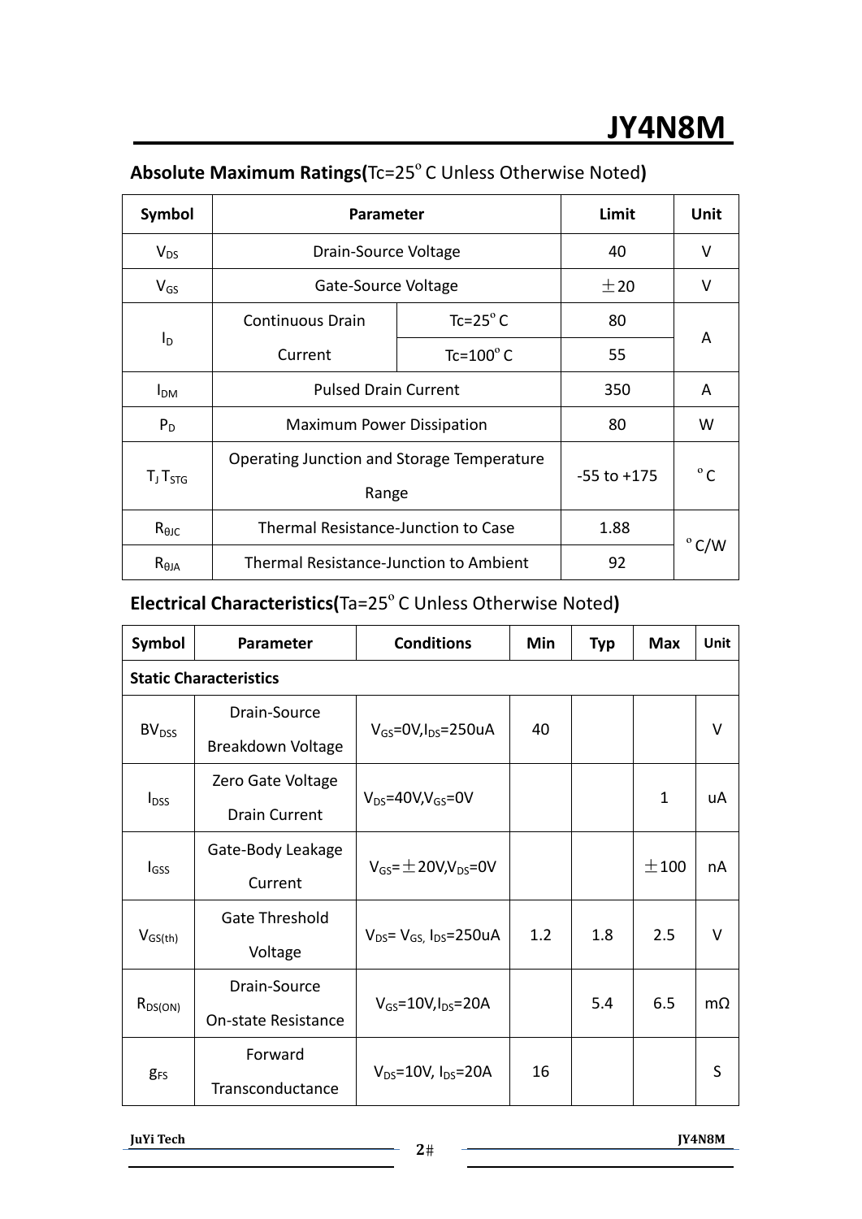# JY4N8M

## Absolute Maximum Ratings(Tc=25°C Unless Otherwise Noted)

| Symbol | Parameter | | Limit | Unit |
|---|---|---|---|---|
| $V_{DS}$ | Drain-Source Voltage | | 40 | V |
| $V_{GS}$ | Gate-Source Voltage | | ±20 | V |
| $I_D$ | Continuous Drain Current | Tc=25°C | 80 | A |
| | | Tc=100°C | 55 | |
| $I_{DM}$ | Pulsed Drain Current | | 350 | A |
| $P_D$ | Maximum Power Dissipation | | 80 | W |
| $T_J$ $T_{STG}$ | Operating Junction and Storage Temperature Range | | -55 to +175 | °C |
| $R_{\theta JC}$ | Thermal Resistance-Junction to Case | | 1.88 | °C/W |
| $R_{\theta JA}$ | Thermal Resistance-Junction to Ambient | | 92 | |

## Electrical Characteristics(Ta=25°C Unless Otherwise Noted)

| Symbol | Parameter | Conditions | Min | Typ | Max | Unit |
|---|---|---|---|---|---|---|
| **Static Characteristics** | | | | | | |
| $BV_{DSS}$ | Drain-Source Breakdown Voltage | $V_{GS}$=0V,$I_{DS}$=250uA | 40 | | | V |
| $I_{DSS}$ | Zero Gate Voltage Drain Current | $V_{DS}$=40V,$V_{GS}$=0V | | | 1 | uA |
| $I_{GSS}$ | Gate-Body Leakage Current | $V_{GS}$=±20V,$V_{DS}$=0V | | | ±100 | nA |
| $V_{GS(th)}$ | Gate Threshold Voltage | $V_{DS}$= $V_{GS,}$ $I_{DS}$=250uA | 1.2 | 1.8 | 2.5 | V |
| $R_{DS(ON)}$ | Drain-Source On-state Resistance | $V_{GS}$=10V,$I_{DS}$=20A | | 5.4 | 6.5 | mΩ |
| $g_{FS}$ | Forward Transconductance | $V_{DS}$=10V, $I_{DS}$=20A | 16 | | | S |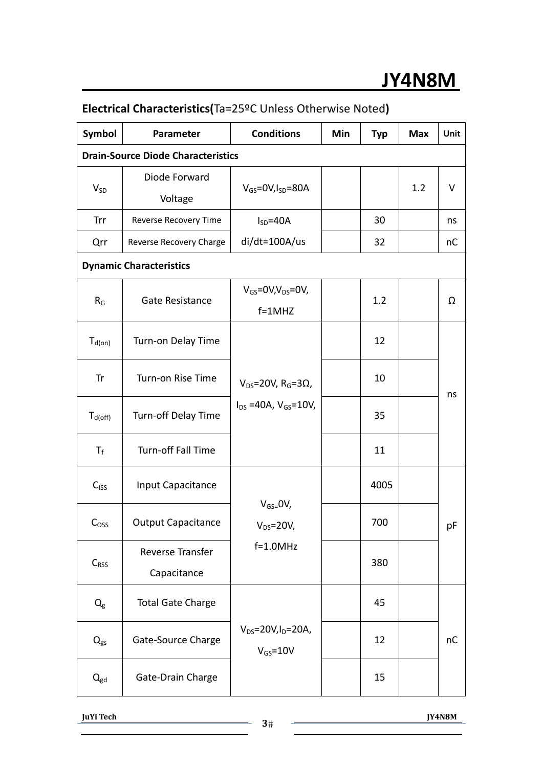## Electrical Characteristics(Ta=25ºC Unless Otherwise Noted)

| Symbol | Parameter | Conditions | Min | Typ | Max | Unit |
|---|---|---|---|---|---|---|
| **Drain-Source Diode Characteristics** | | | | | | |
| $V_{SD}$ | Diode Forward Voltage | $V_{GS}$=0V,$I_{SD}$=80A | | | 1.2 | V |
| Trr | Reverse Recovery Time | $I_{SD}$=40A di/dt=100A/us | | 30 | | ns |
| Qrr | Reverse Recovery Charge | | | 32 | | nC |
| **Dynamic Characteristics** | | | | | | |
| $R_G$ | Gate Resistance | $V_{GS}$=0V,$V_{DS}$=0V, f=1MHZ | | 1.2 | | Ω |
| $T_{d(on)}$ | Turn-on Delay Time | $V_{DS}$=20V, $R_G$=3Ω, $I_{DS}$ =40A, $V_{GS}$=10V, | | 12 | | ns |
| Tr | Turn-on Rise Time | | | 10 | | |
| $T_{d(off)}$ | Turn-off Delay Time | | | 35 | | |
| $T_f$ | Turn-off Fall Time | | | 11 | | |
| $C_{ISS}$ | Input Capacitance | $V_{GS}$=0V, $V_{DS}$=20V, f=1.0MHz | | 4005 | | pF |
| $C_{OSS}$ | Output Capacitance | | | 700 | | |
| $C_{RSS}$ | Reverse Transfer Capacitance | | | 380 | | |
| $Q_g$ | Total Gate Charge | $V_{DS}$=20V,$I_D$=20A, $V_{GS}$=10V | | 45 | | nC |
| $Q_{gs}$ | Gate-Source Charge | | | 12 | | |
| $Q_{gd}$ | Gate-Drain Charge | | | 15 | | |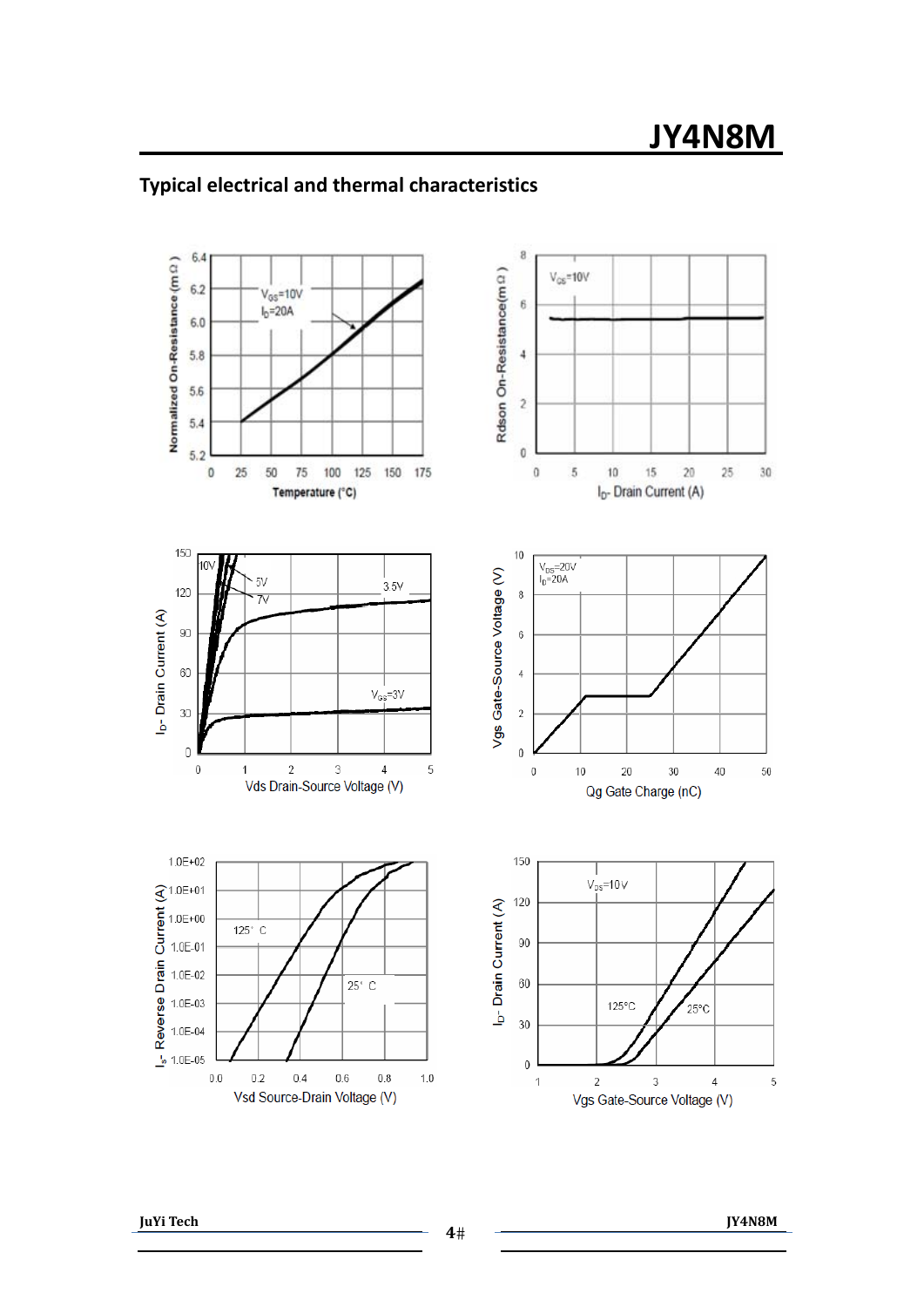## Typical electrical and thermal characteristics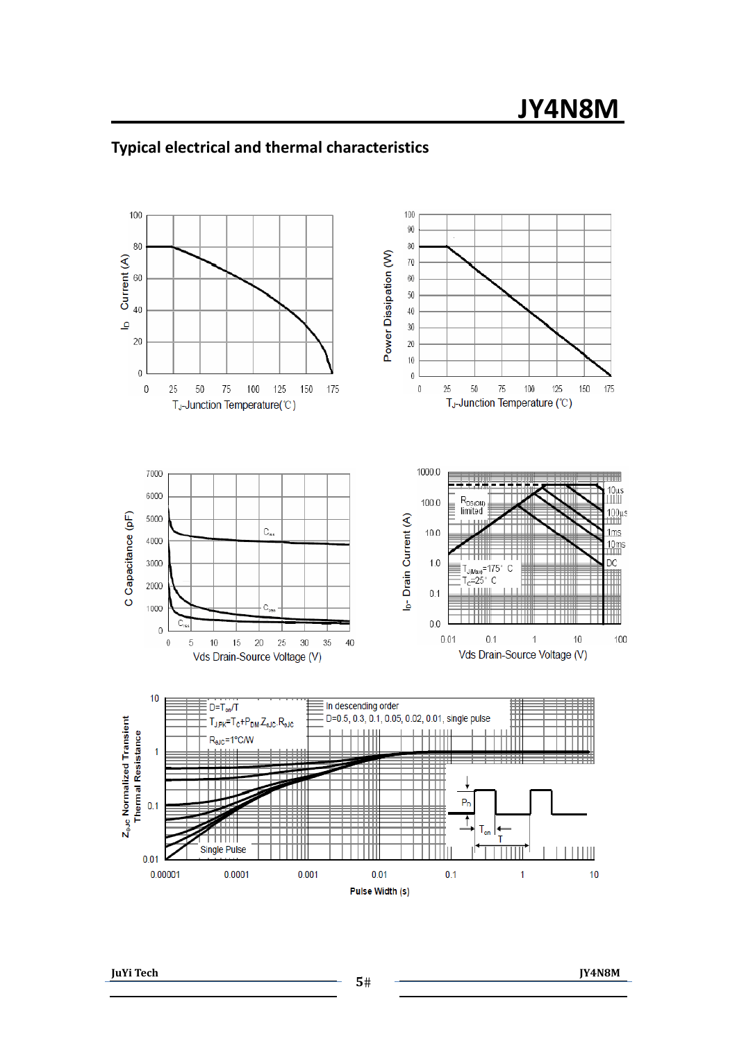## Typical electrical and thermal characteristics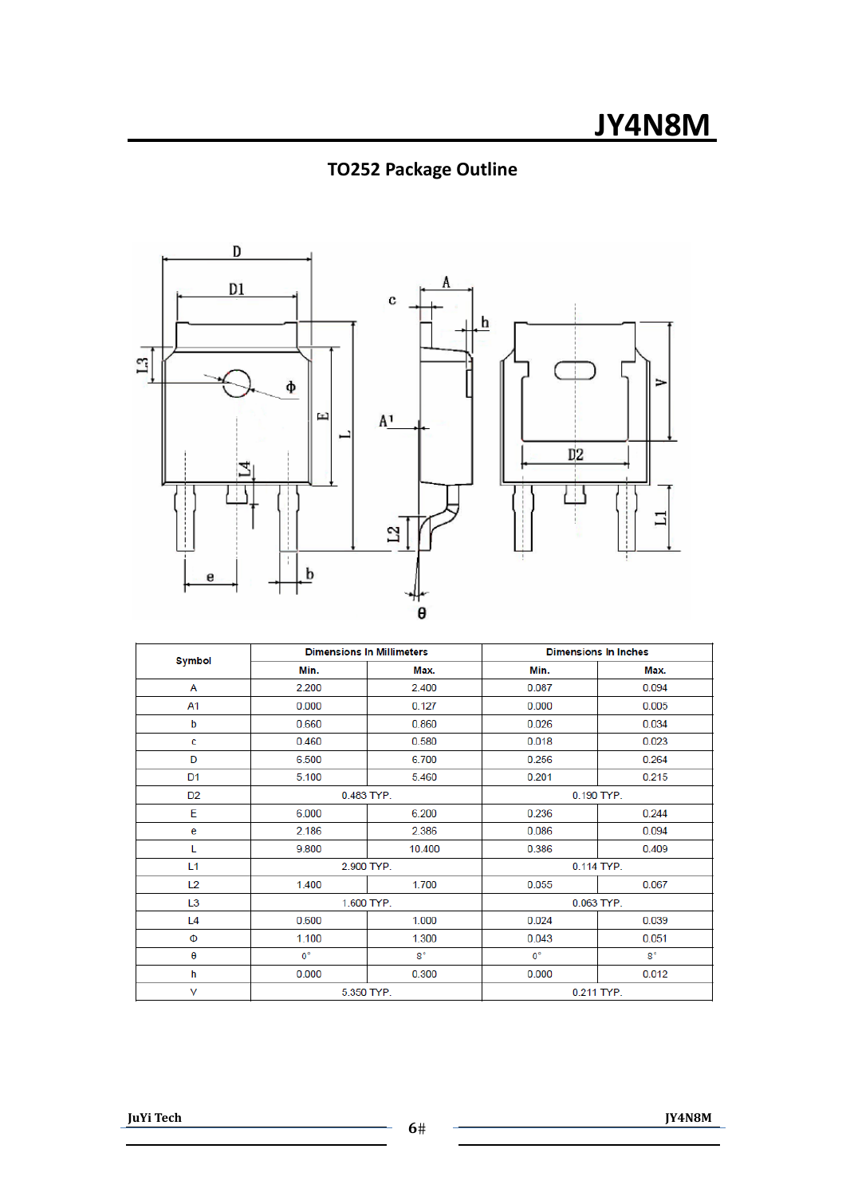## TO252 Package Outline

D
D1
L3
Φ
E
L
L4
e
b
A
c
h
A1
L2
θ
V
D2
L1

| Symbol | Dimensions In Millimeters | | Dimensions In Inches | |
|---|---|---|---|---|
| | Min. | Max. | Min. | Max. |
| A | 2.200 | 2.400 | 0.087 | 0.094 |
| A1 | 0.000 | 0.127 | 0.000 | 0.005 |
| b | 0.660 | 0.860 | 0.026 | 0.034 |
| c | 0.460 | 0.580 | 0.018 | 0.023 |
| D | 6.500 | 6.700 | 0.256 | 0.264 |
| D1 | 5.100 | 5.460 | 0.201 | 0.215 |
| D2 | 0.483 TYP. | | 0.190 TYP. | |
| E | 6.000 | 6.200 | 0.236 | 0.244 |
| e | 2.186 | 2.386 | 0.086 | 0.094 |
| L | 9.800 | 10.400 | 0.386 | 0.409 |
| L1 | 2.900 TYP. | | 0.114 TYP. | |
| L2 | 1.400 | 1.700 | 0.055 | 0.067 |
| L3 | 1.600 TYP. | | 0.063 TYP. | |
| L4 | 0.600 | 1.000 | 0.024 | 0.039 |
| Φ | 1.100 | 1.300 | 0.043 | 0.051 |
| θ | 0° | 8° | 0° | 8° |
| h | 0.000 | 0.300 | 0.000 | 0.012 |
| V | 5.350 TYP. | | 0.211 TYP. | |